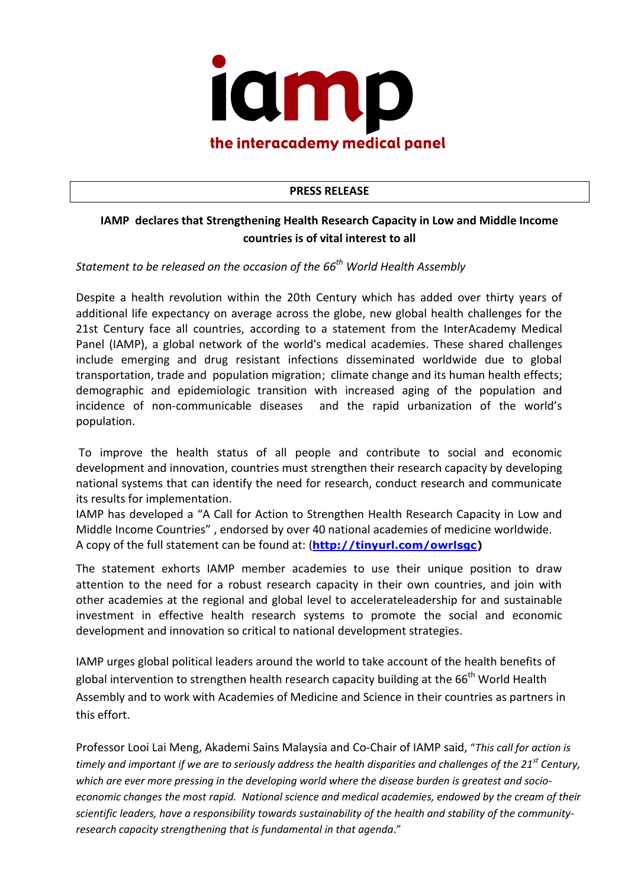iamp

the interacademy medical panel

**PRESS RELEASE**

## IAMP declares that Strengthening Health Research Capacity in Low and Middle Income countries is of vital interest to all

*Statement to be released on the occasion of the 66th World Health Assembly*

Despite a health revolution within the 20th Century which has added over thirty years of additional life expectancy on average across the globe, new global health challenges for the 21st Century face all countries, according to a statement from the InterAcademy Medical Panel (IAMP), a global network of the world's medical academies. These shared challenges include emerging and drug resistant infections disseminated worldwide due to global transportation, trade and population migration; climate change and its human health effects; demographic and epidemiologic transition with increased aging of the population and incidence of non-communicable diseases and the rapid urbanization of the world's population.

To improve the health status of all people and contribute to social and economic development and innovation, countries must strengthen their research capacity by developing national systems that can identify the need for research, conduct research and communicate its results for implementation.

IAMP has developed a "A Call for Action to Strengthen Health Research Capacity in Low and Middle Income Countries" , endorsed by over 40 national academies of medicine worldwide.

A copy of the full statement can be found at: (**http://tinyurl.com/owrlsgc**)

The statement exhorts IAMP member academies to use their unique position to draw attention to the need for a robust research capacity in their own countries, and join with other academies at the regional and global level to accelerateleadership for and sustainable investment in effective health research systems to promote the social and economic development and innovation so critical to national development strategies.

IAMP urges global political leaders around the world to take account of the health benefits of global intervention to strengthen health research capacity building at the 66th World Health Assembly and to work with Academies of Medicine and Science in their countries as partners in this effort.

Professor Looi Lai Meng, Akademi Sains Malaysia and Co-Chair of IAMP said, "*This call for action is timely and important if we are to seriously address the health disparities and challenges of the 21st Century, which are ever more pressing in the developing world where the disease burden is greatest and socio-economic changes the most rapid. National science and medical academies, endowed by the cream of their scientific leaders, have a responsibility towards sustainability of the health and stability of the community- research capacity strengthening that is fundamental in that agenda*."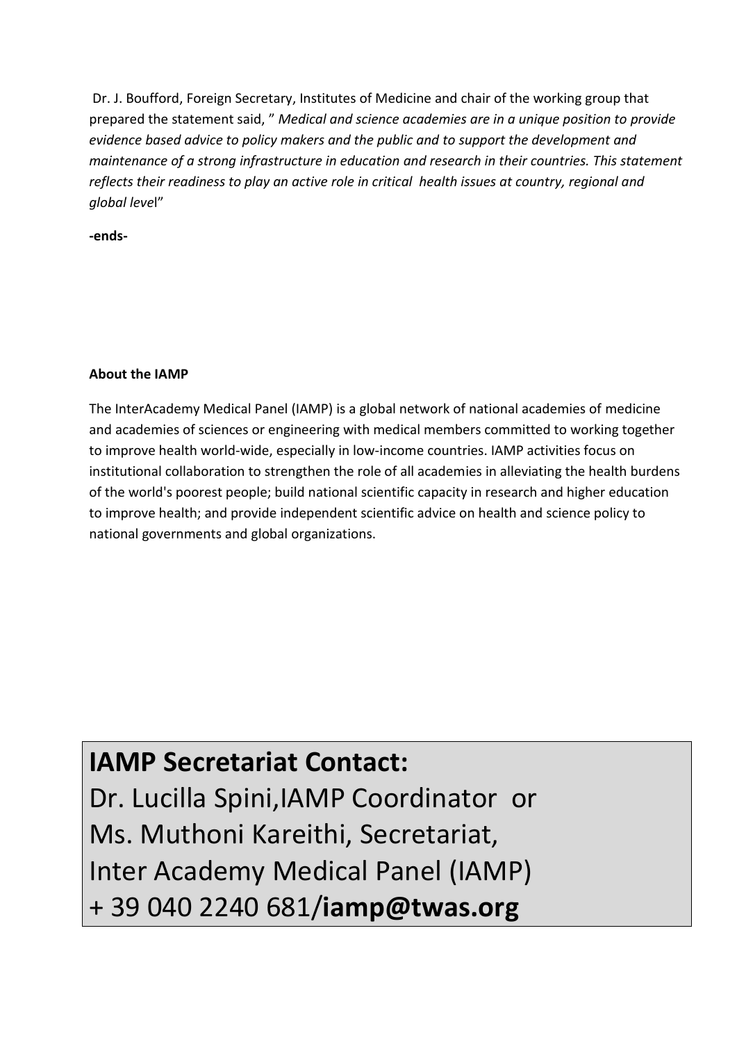Dr. J. Boufford, Foreign Secretary, Institutes of Medicine and chair of the working group that prepared the statement said, " *Medical and science academies are in a unique position to provide evidence based advice to policy makers and the public and to support the development and maintenance of a strong infrastructure in education and research in their countries. This statement reflects their readiness to play an active role in critical health issues at country, regional and global leve*l"

**-ends-**

**About the IAMP**

The InterAcademy Medical Panel (IAMP) is a global network of national academies of medicine and academies of sciences or engineering with medical members committed to working together to improve health world-wide, especially in low-income countries. IAMP activities focus on institutional collaboration to strengthen the role of all academies in alleviating the health burdens of the world's poorest people; build national scientific capacity in research and higher education to improve health; and provide independent scientific advice on health and science policy to national governments and global organizations.

**IAMP Secretariat Contact:**

Dr. Lucilla Spini,IAMP Coordinator or
Ms. Muthoni Kareithi, Secretariat,
Inter Academy Medical Panel (IAMP)
+ 39 040 2240 681/**iamp@twas.org**